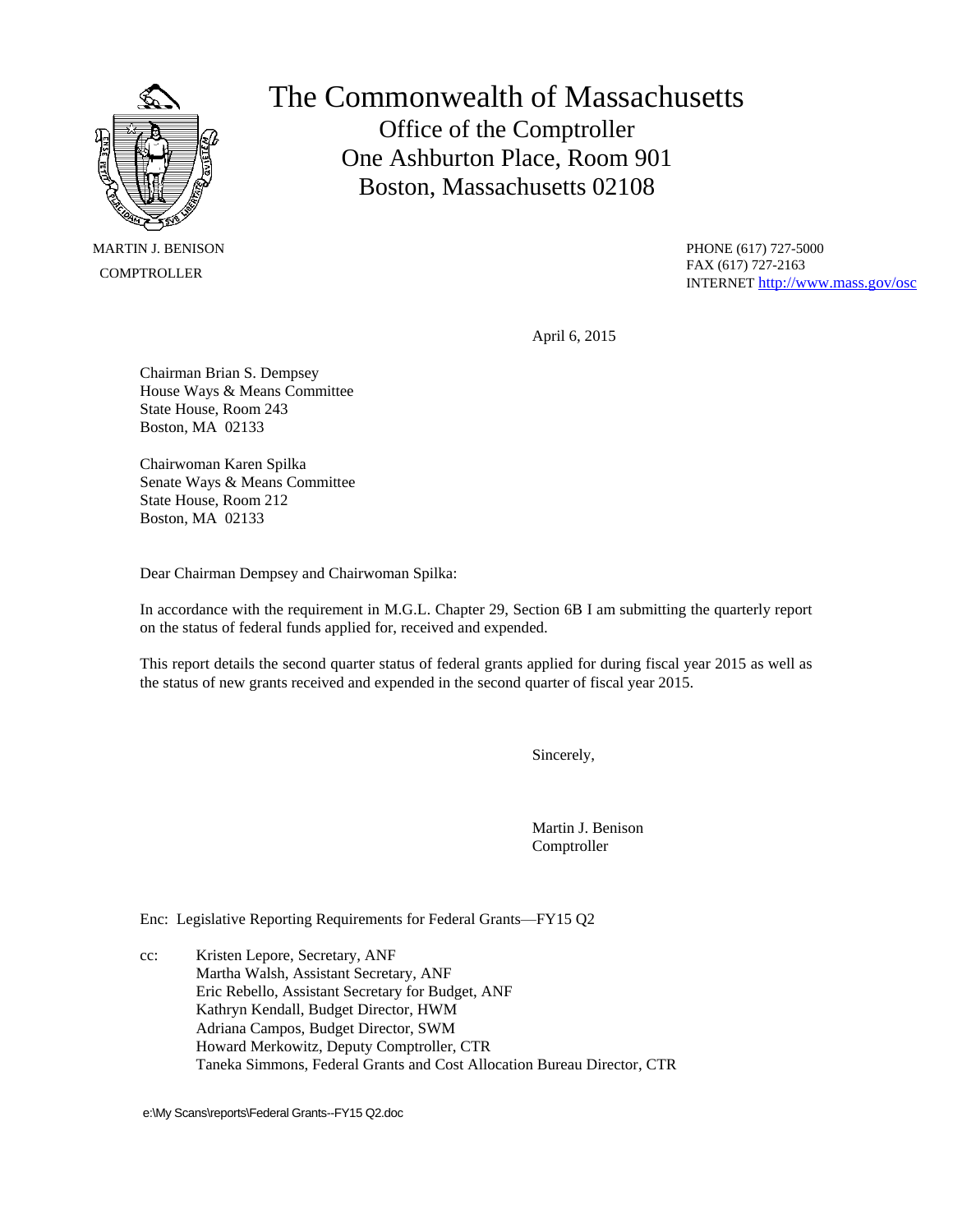# The Commonwealth of Massachusetts

Office of the Comptroller
One Ashburton Place, Room 901
Boston, Massachusetts 02108

MARTIN J. BENISON
COMPTROLLER

PHONE (617) 727-5000
FAX (617) 727-2163
INTERNET http://www.mass.gov/osc

April 6, 2015

Chairman Brian S. Dempsey
House Ways & Means Committee
State House, Room 243
Boston, MA 02133

Chairwoman Karen Spilka
Senate Ways & Means Committee
State House, Room 212
Boston, MA 02133

Dear Chairman Dempsey and Chairwoman Spilka:

In accordance with the requirement in M.G.L. Chapter 29, Section 6B I am submitting the quarterly report on the status of federal funds applied for, received and expended.

This report details the second quarter status of federal grants applied for during fiscal year 2015 as well as the status of new grants received and expended in the second quarter of fiscal year 2015.

Sincerely,

Martin J. Benison
Comptroller

Enc: Legislative Reporting Requirements for Federal Grants—FY15 Q2

cc: Kristen Lepore, Secretary, ANF
Martha Walsh, Assistant Secretary, ANF
Eric Rebello, Assistant Secretary for Budget, ANF
Kathryn Kendall, Budget Director, HWM
Adriana Campos, Budget Director, SWM
Howard Merkowitz, Deputy Comptroller, CTR
Taneka Simmons, Federal Grants and Cost Allocation Bureau Director, CTR

e:\My Scans\reports\Federal Grants--FY15 Q2.doc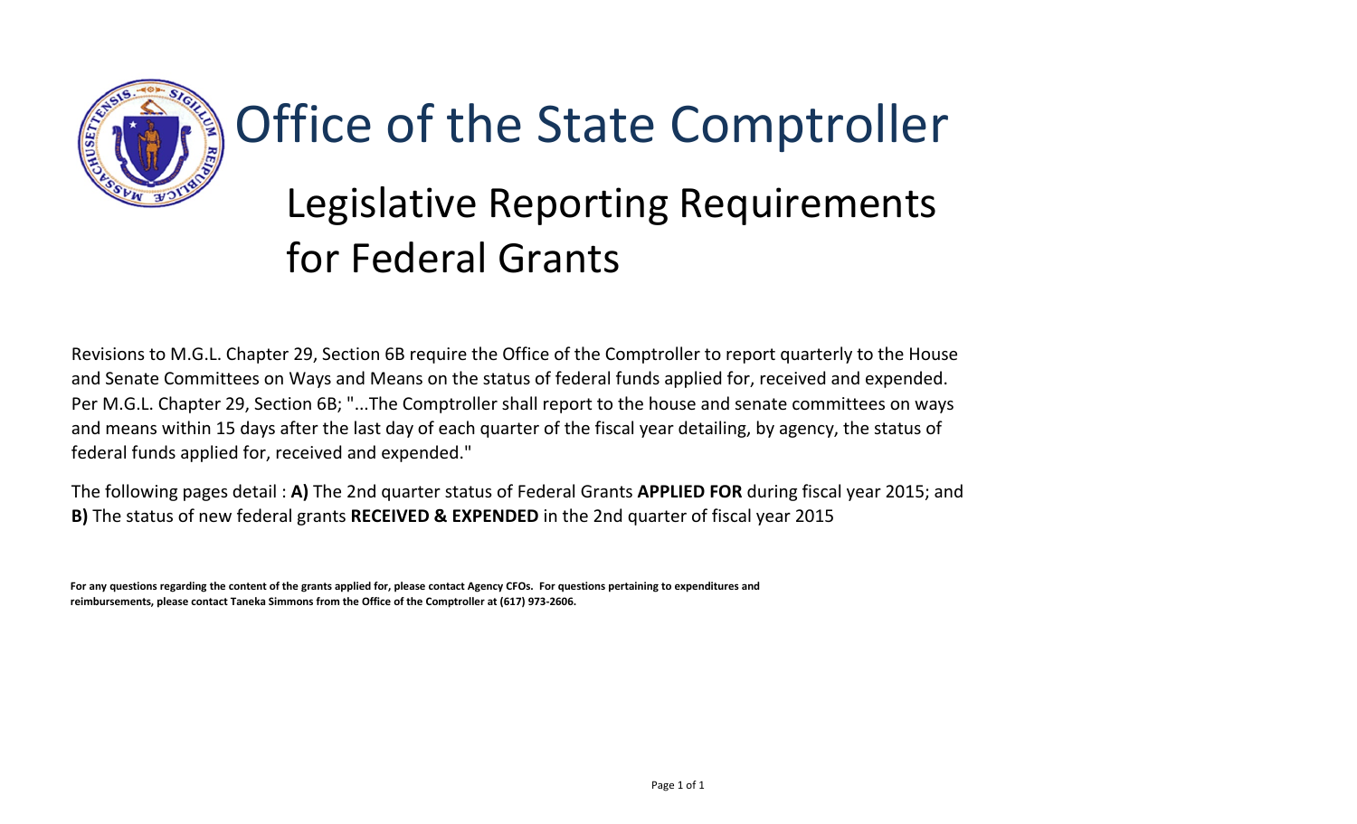# Office of the State Comptroller

## Legislative Reporting Requirements for Federal Grants

Revisions to M.G.L. Chapter 29, Section 6B require the Office of the Comptroller to report quarterly to the House and Senate Committees on Ways and Means on the status of federal funds applied for, received and expended. Per M.G.L. Chapter 29, Section 6B; "...The Comptroller shall report to the house and senate committees on ways and means within 15 days after the last day of each quarter of the fiscal year detailing, by agency, the status of federal funds applied for, received and expended."

The following pages detail : **A)** The 2nd quarter status of Federal Grants **APPLIED FOR** during fiscal year 2015; and **B)** The status of new federal grants **RECEIVED & EXPENDED** in the 2nd quarter of fiscal year 2015

**For any questions regarding the content of the grants applied for, please contact Agency CFOs. For questions pertaining to expenditures and reimbursements, please contact Taneka Simmons from the Office of the Comptroller at (617) 973-2606.**